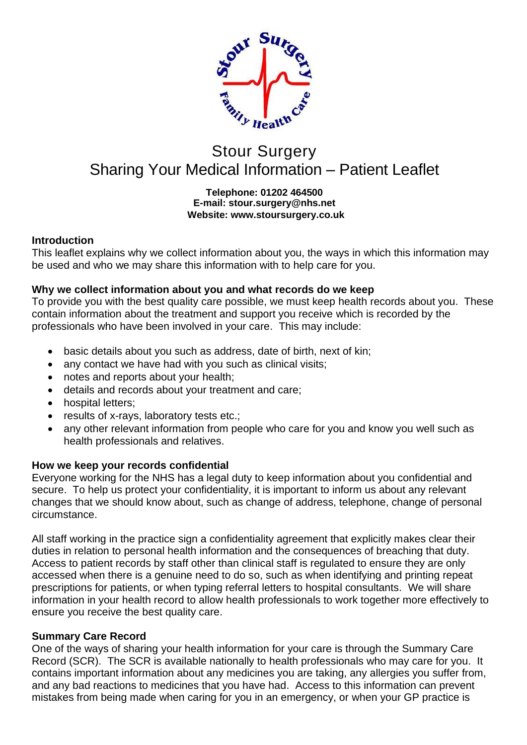# Stour Surgery
## Sharing Your Medical Information – Patient Leaflet

**Telephone: 01202 464500**
**E-mail: stour.surgery@nhs.net**
**Website: www.stoursurgery.co.uk**

### Introduction

This leaflet explains why we collect information about you, the ways in which this information may be used and who we may share this information with to help care for you.

### Why we collect information about you and what records do we keep

To provide you with the best quality care possible, we must keep health records about you. These contain information about the treatment and support you receive which is recorded by the professionals who have been involved in your care. This may include:

- basic details about you such as address, date of birth, next of kin;
- any contact we have had with you such as clinical visits;
- notes and reports about your health;
- details and records about your treatment and care;
- hospital letters;
- results of x-rays, laboratory tests etc.;
- any other relevant information from people who care for you and know you well such as health professionals and relatives.

### How we keep your records confidential

Everyone working for the NHS has a legal duty to keep information about you confidential and secure. To help us protect your confidentiality, it is important to inform us about any relevant changes that we should know about, such as change of address, telephone, change of personal circumstance.

All staff working in the practice sign a confidentiality agreement that explicitly makes clear their duties in relation to personal health information and the consequences of breaching that duty. Access to patient records by staff other than clinical staff is regulated to ensure they are only accessed when there is a genuine need to do so, such as when identifying and printing repeat prescriptions for patients, or when typing referral letters to hospital consultants. We will share information in your health record to allow health professionals to work together more effectively to ensure you receive the best quality care.

### Summary Care Record

One of the ways of sharing your health information for your care is through the Summary Care Record (SCR). The SCR is available nationally to health professionals who may care for you. It contains important information about any medicines you are taking, any allergies you suffer from, and any bad reactions to medicines that you have had. Access to this information can prevent mistakes from being made when caring for you in an emergency, or when your GP practice is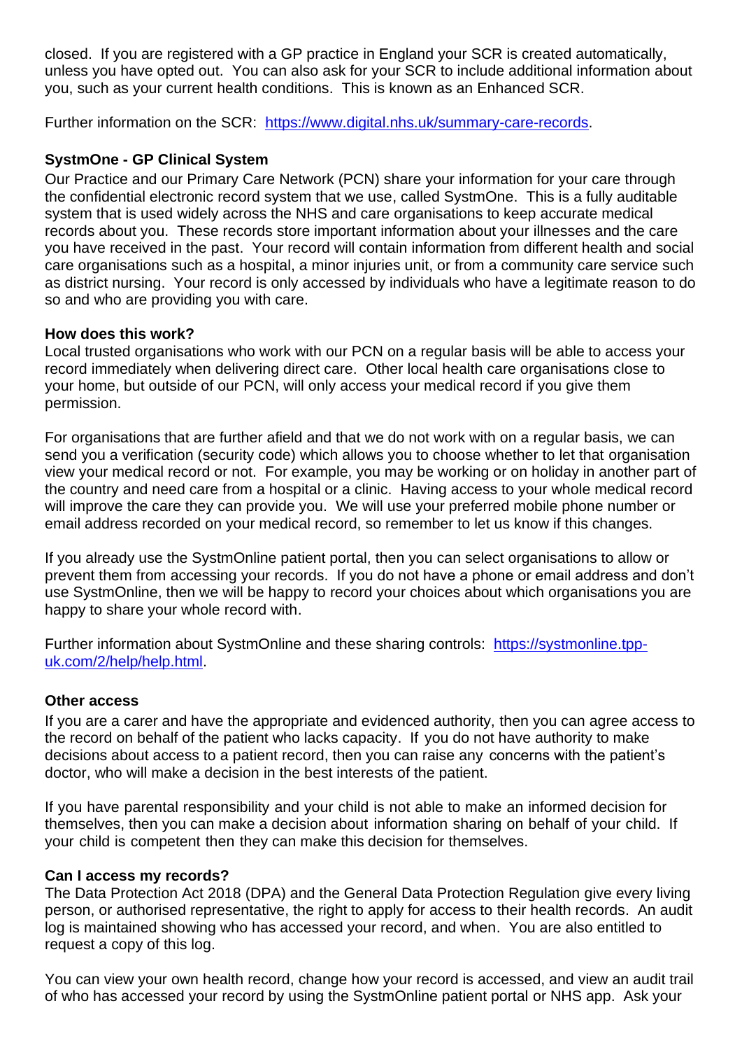closed. If you are registered with a GP practice in England your SCR is created automatically, unless you have opted out. You can also ask for your SCR to include additional information about you, such as your current health conditions. This is known as an Enhanced SCR.

Further information on the SCR: [https://www.digital.nhs.uk/summary-care-records](https://www.digital.nhs.uk/summary-care-records).

**SystmOne - GP Clinical System**

Our Practice and our Primary Care Network (PCN) share your information for your care through the confidential electronic record system that we use, called SystmOne. This is a fully auditable system that is used widely across the NHS and care organisations to keep accurate medical records about you. These records store important information about your illnesses and the care you have received in the past. Your record will contain information from different health and social care organisations such as a hospital, a minor injuries unit, or from a community care service such as district nursing. Your record is only accessed by individuals who have a legitimate reason to do so and who are providing you with care.

**How does this work?**

Local trusted organisations who work with our PCN on a regular basis will be able to access your record immediately when delivering direct care. Other local health care organisations close to your home, but outside of our PCN, will only access your medical record if you give them permission.

For organisations that are further afield and that we do not work with on a regular basis, we can send you a verification (security code) which allows you to choose whether to let that organisation view your medical record or not. For example, you may be working or on holiday in another part of the country and need care from a hospital or a clinic. Having access to your whole medical record will improve the care they can provide you. We will use your preferred mobile phone number or email address recorded on your medical record, so remember to let us know if this changes.

If you already use the SystmOnline patient portal, then you can select organisations to allow or prevent them from accessing your records. If you do not have a phone or email address and don't use SystmOnline, then we will be happy to record your choices about which organisations you are happy to share your whole record with.

Further information about SystmOnline and these sharing controls: [https://systmonline.tpp-uk.com/2/help/help.html](https://systmonline.tpp-uk.com/2/help/help.html).

**Other access**

If you are a carer and have the appropriate and evidenced authority, then you can agree access to the record on behalf of the patient who lacks capacity. If you do not have authority to make decisions about access to a patient record, then you can raise any concerns with the patient's doctor, who will make a decision in the best interests of the patient.

If you have parental responsibility and your child is not able to make an informed decision for themselves, then you can make a decision about information sharing on behalf of your child. If your child is competent then they can make this decision for themselves.

**Can I access my records?**

The Data Protection Act 2018 (DPA) and the General Data Protection Regulation give every living person, or authorised representative, the right to apply for access to their health records. An audit log is maintained showing who has accessed your record, and when. You are also entitled to request a copy of this log.

You can view your own health record, change how your record is accessed, and view an audit trail of who has accessed your record by using the SystmOnline patient portal or NHS app. Ask your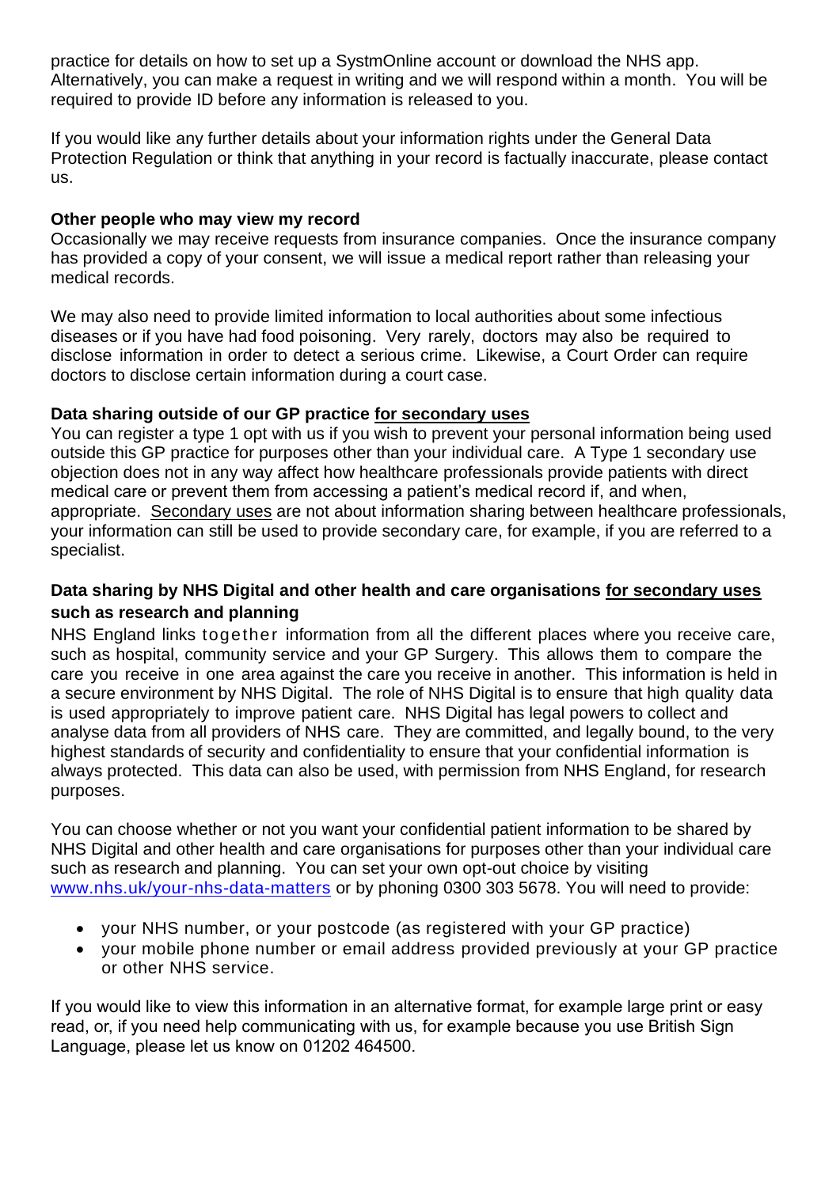practice for details on how to set up a SystmOnline account or download the NHS app. Alternatively, you can make a request in writing and we will respond within a month. You will be required to provide ID before any information is released to you.

If you would like any further details about your information rights under the General Data Protection Regulation or think that anything in your record is factually inaccurate, please contact us.

**Other people who may view my record**

Occasionally we may receive requests from insurance companies. Once the insurance company has provided a copy of your consent, we will issue a medical report rather than releasing your medical records.

We may also need to provide limited information to local authorities about some infectious diseases or if you have had food poisoning. Very rarely, doctors may also be required to disclose information in order to detect a serious crime. Likewise, a Court Order can require doctors to disclose certain information during a court case.

**Data sharing outside of our GP practice <u>for secondary uses</u>**

You can register a type 1 opt with us if you wish to prevent your personal information being used outside this GP practice for purposes other than your individual care. A Type 1 secondary use objection does not in any way affect how healthcare professionals provide patients with direct medical care or prevent them from accessing a patient's medical record if, and when, appropriate. <u>Secondary uses</u> are not about information sharing between healthcare professionals, your information can still be used to provide secondary care, for example, if you are referred to a specialist.

**Data sharing by NHS Digital and other health and care organisations <u>for secondary uses</u> such as research and planning**

NHS England links together information from all the different places where you receive care, such as hospital, community service and your GP Surgery. This allows them to compare the care you receive in one area against the care you receive in another. This information is held in a secure environment by NHS Digital. The role of NHS Digital is to ensure that high quality data is used appropriately to improve patient care. NHS Digital has legal powers to collect and analyse data from all providers of NHS care. They are committed, and legally bound, to the very highest standards of security and confidentiality to ensure that your confidential information is always protected. This data can also be used, with permission from NHS England, for research purposes.

You can choose whether or not you want your confidential patient information to be shared by NHS Digital and other health and care organisations for purposes other than your individual care such as research and planning. You can set your own opt-out choice by visiting [www.nhs.uk/your-nhs-data-matters](http://www.nhs.uk/your-nhs-data-matters) or by phoning 0300 303 5678. You will need to provide:

- your NHS number, or your postcode (as registered with your GP practice)
- your mobile phone number or email address provided previously at your GP practice or other NHS service.

If you would like to view this information in an alternative format, for example large print or easy read, or, if you need help communicating with us, for example because you use British Sign Language, please let us know on 01202 464500.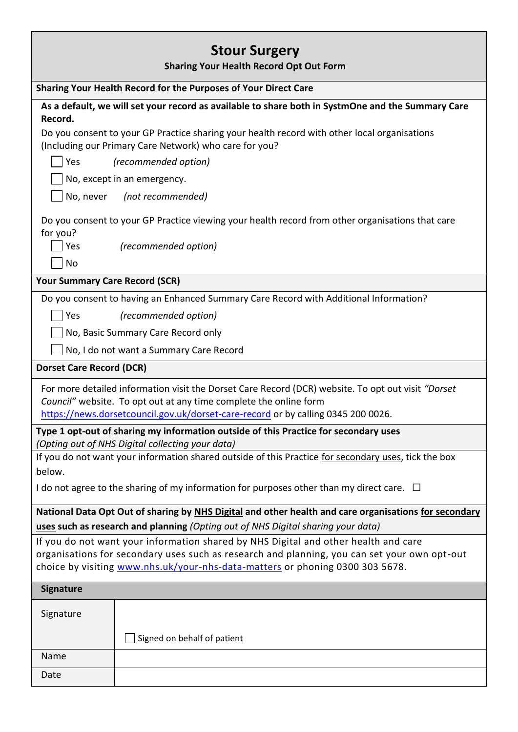# Stour Surgery

**Sharing Your Health Record Opt Out Form**

## Sharing Your Health Record for the Purposes of Your Direct Care

**As a default, we will set your record as available to share both in SystmOne and the Summary Care Record.**

Do you consent to your GP Practice sharing your health record with other local organisations (Including our Primary Care Network) who care for you?

- ☐ Yes *(recommended option)*
- ☐ No, except in an emergency.
- ☐ No, never *(not recommended)*

Do you consent to your GP Practice viewing your health record from other organisations that care for you?

- ☐ Yes *(recommended option)*
- ☐ No

## Your Summary Care Record (SCR)

Do you consent to having an Enhanced Summary Care Record with Additional Information?

- ☐ Yes *(recommended option)*
- ☐ No, Basic Summary Care Record only
- ☐ No, I do not want a Summary Care Record

## Dorset Care Record (DCR)

For more detailed information visit the Dorset Care Record (DCR) website. To opt out visit *"Dorset Council"* website. To opt out at any time complete the online form https://news.dorsetcouncil.gov.uk/dorset-care-record or by calling 0345 200 0026.

## Type 1 opt-out of sharing my information outside of this Practice for secondary uses

*(Opting out of NHS Digital collecting your data)*

If you do not want your information shared outside of this Practice for secondary uses, tick the box below.

I do not agree to the sharing of my information for purposes other than my direct care. ☐

## National Data Opt Out of sharing by NHS Digital and other health and care organisations for secondary uses such as research and planning *(Opting out of NHS Digital sharing your data)*

If you do not want your information shared by NHS Digital and other health and care organisations for secondary uses such as research and planning, you can set your own opt-out choice by visiting www.nhs.uk/your-nhs-data-matters or phoning 0300 303 5678.

## Signature

| | |
|---|---|
| Signature | ☐ Signed on behalf of patient |
| Name | |
| Date | |